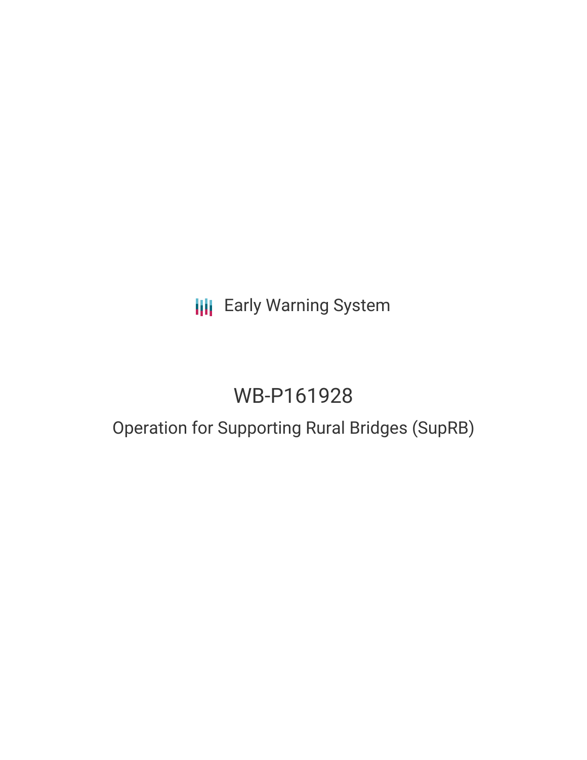Early Warning System

# WB-P161928

## Operation for Supporting Rural Bridges (SupRB)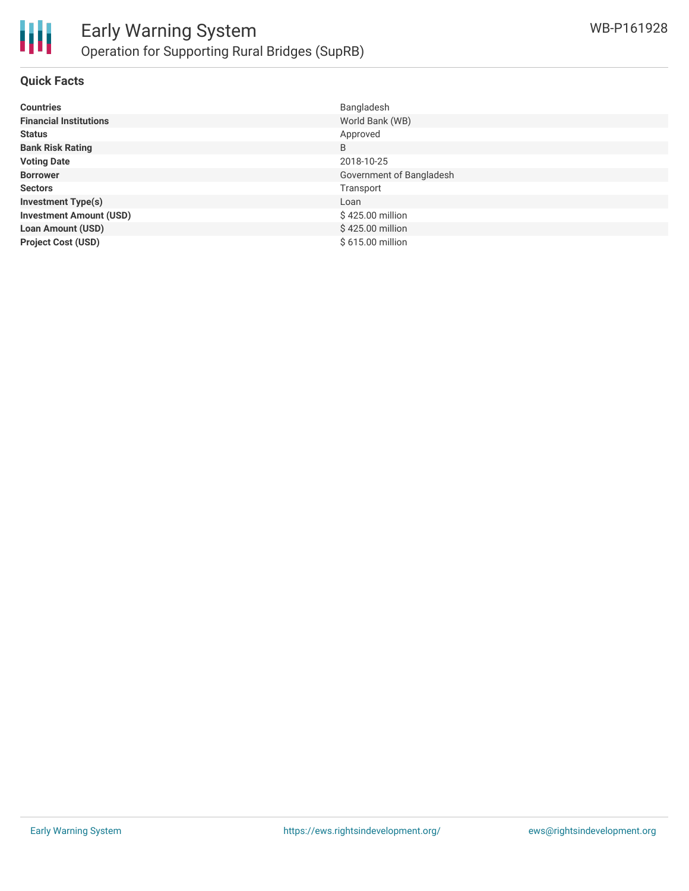## Quick Facts

| | |
|---|---|
| **Countries** | Bangladesh |
| **Financial Institutions** | World Bank (WB) |
| **Status** | Approved |
| **Bank Risk Rating** | B |
| **Voting Date** | 2018-10-25 |
| **Borrower** | Government of Bangladesh |
| **Sectors** | Transport |
| **Investment Type(s)** | Loan |
| **Investment Amount (USD)** | $ 425.00 million |
| **Loan Amount (USD)** | $ 425.00 million |
| **Project Cost (USD)** | $ 615.00 million |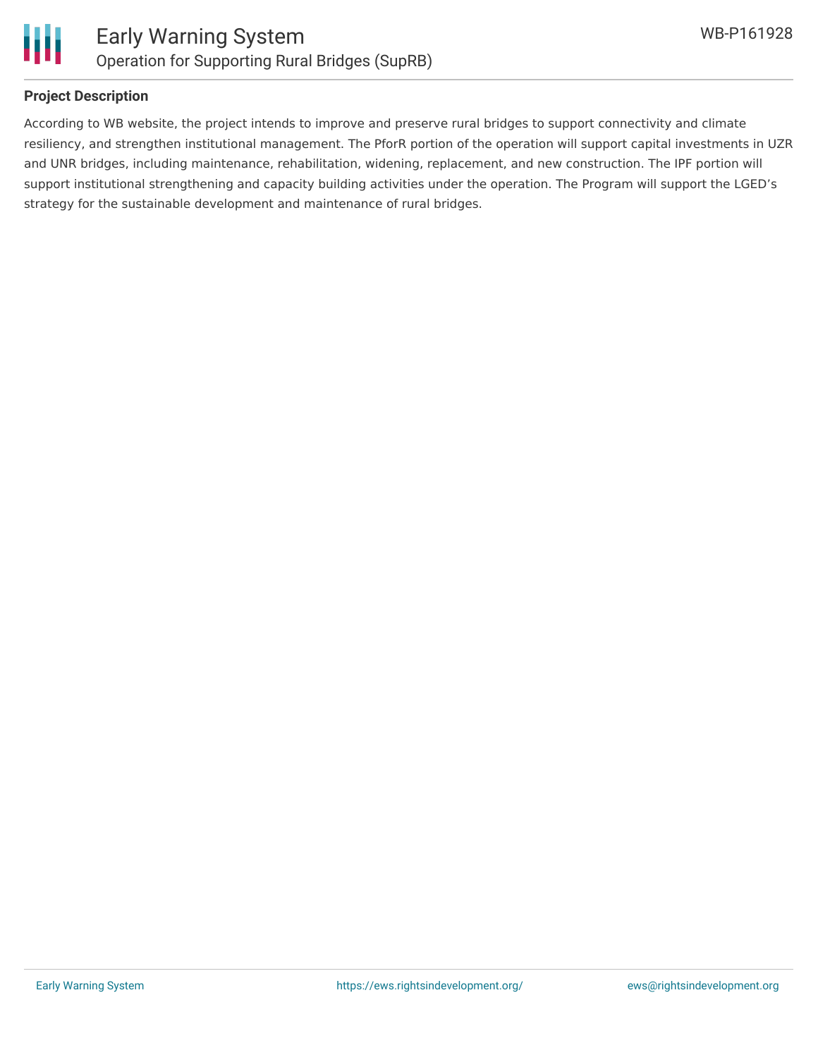## Project Description

According to WB website, the project intends to improve and preserve rural bridges to support connectivity and climate resiliency, and strengthen institutional management. The PforR portion of the operation will support capital investments in UZR and UNR bridges, including maintenance, rehabilitation, widening, replacement, and new construction. The IPF portion will support institutional strengthening and capacity building activities under the operation. The Program will support the LGED's strategy for the sustainable development and maintenance of rural bridges.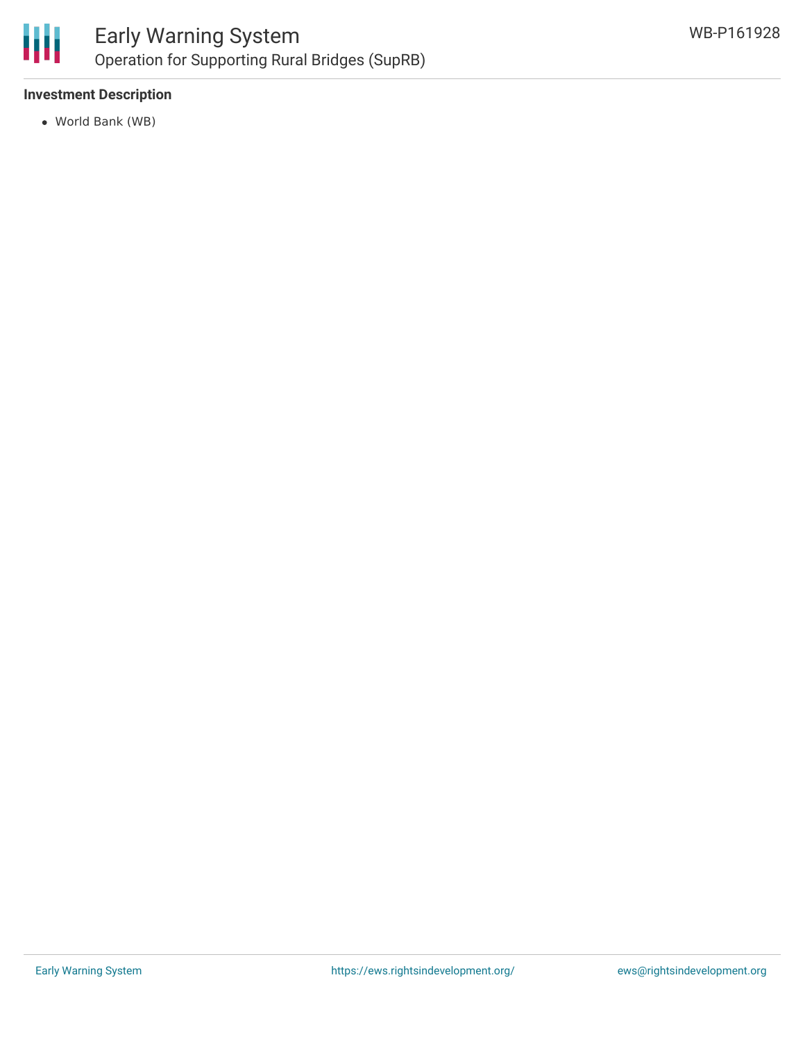**Investment Description**

- World Bank (WB)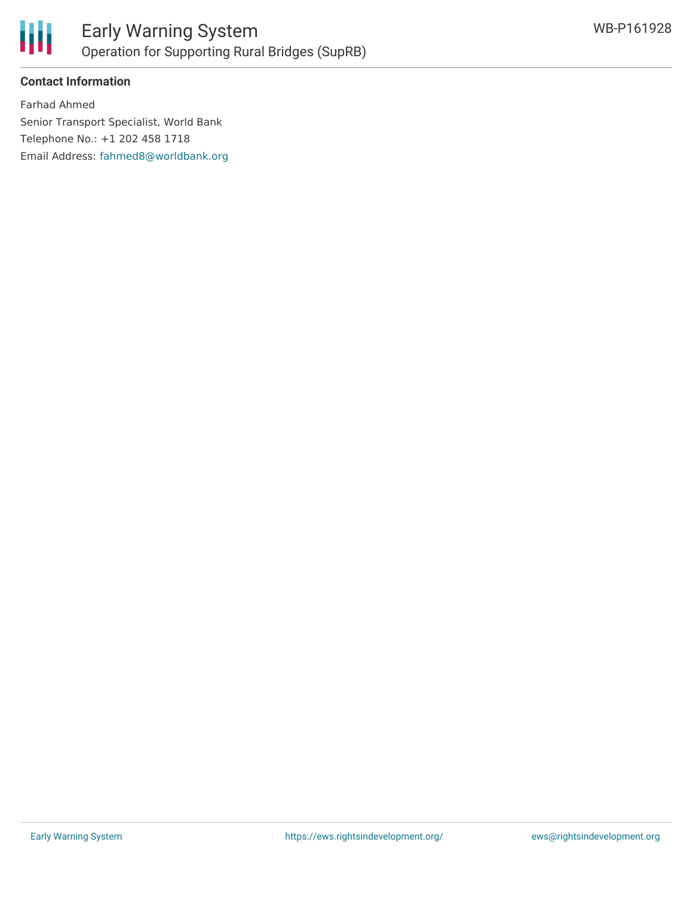**Contact Information**

Farhad Ahmed

Senior Transport Specialist, World Bank

Telephone No.: +1 202 458 1718

Email Address: fahmed8@worldbank.org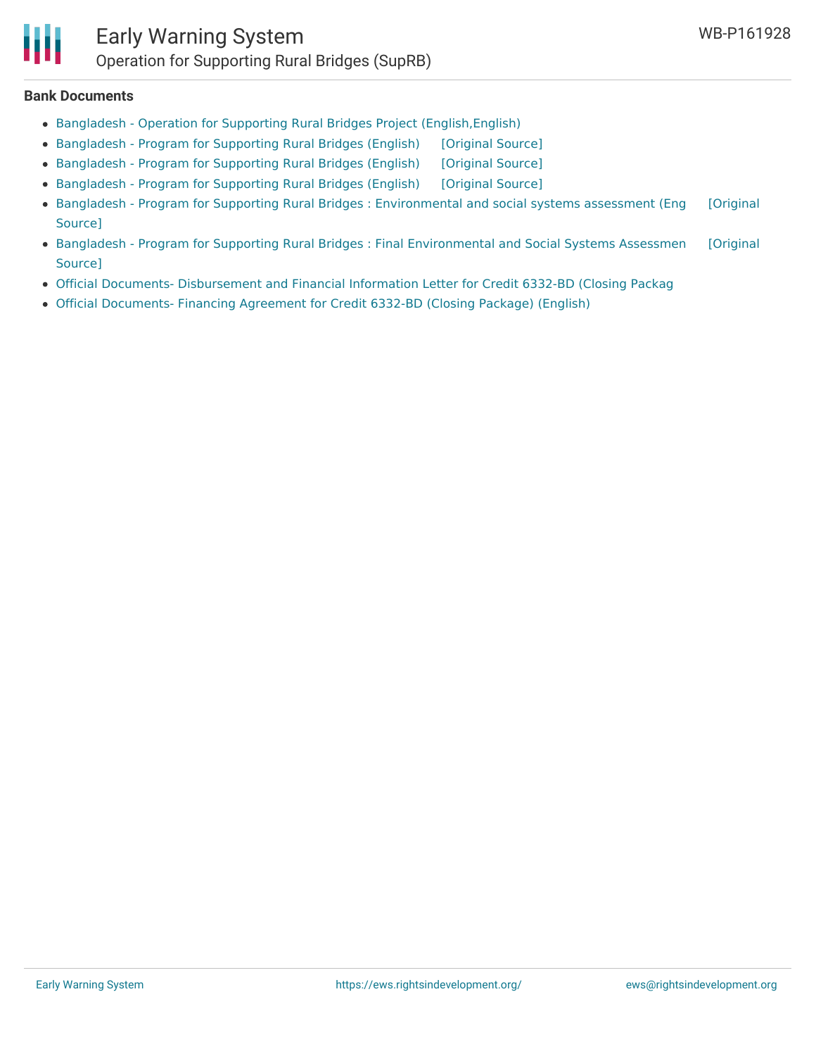### Bank Documents

- Bangladesh - Operation for Supporting Rural Bridges Project (English,English)
- Bangladesh - Program for Supporting Rural Bridges (English) [Original Source]
- Bangladesh - Program for Supporting Rural Bridges (English) [Original Source]
- Bangladesh - Program for Supporting Rural Bridges (English) [Original Source]
- Bangladesh - Program for Supporting Rural Bridges : Environmental and social systems assessment (Eng [Original Source]
- Bangladesh - Program for Supporting Rural Bridges : Final Environmental and Social Systems Assessmen [Original Source]
- Official Documents- Disbursement and Financial Information Letter for Credit 6332-BD (Closing Packag
- Official Documents- Financing Agreement for Credit 6332-BD (Closing Package) (English)